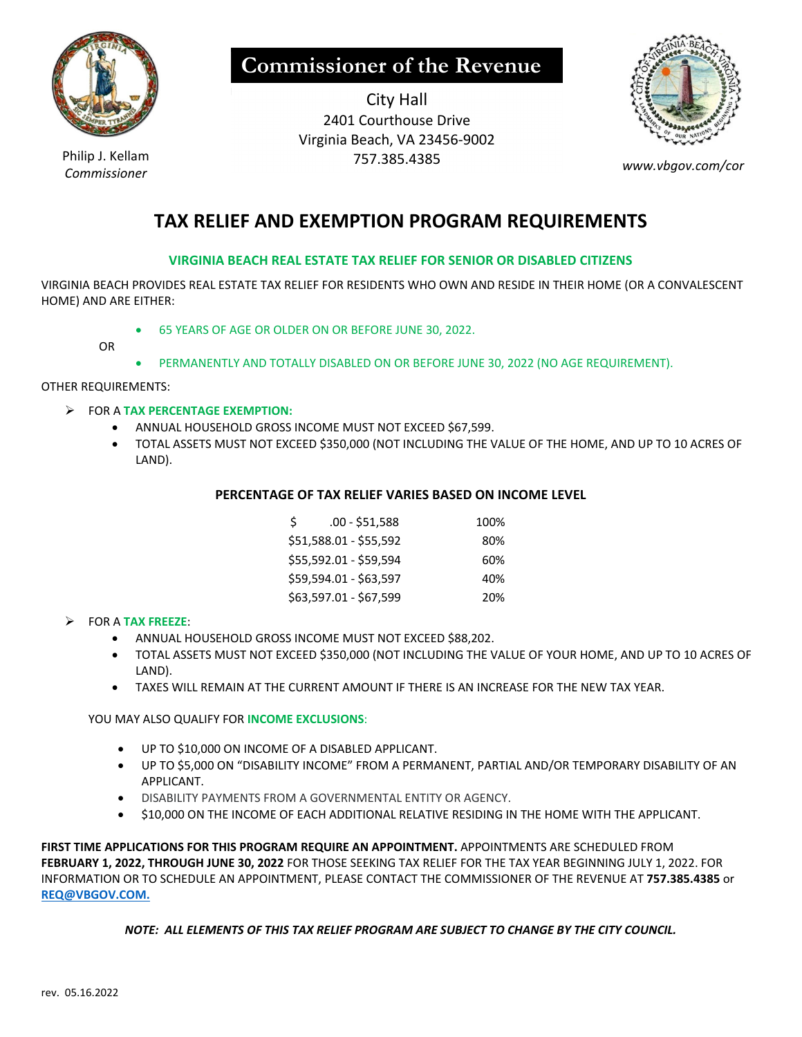Philip J. Kellam
*Commissioner*

# Commissioner of the Revenue

City Hall
2401 Courthouse Drive
Virginia Beach, VA 23456-9002
757.385.4385

*www.vbgov.com/cor*

# TAX RELIEF AND EXEMPTION PROGRAM REQUIREMENTS

## VIRGINIA BEACH REAL ESTATE TAX RELIEF FOR SENIOR OR DISABLED CITIZENS

VIRGINIA BEACH PROVIDES REAL ESTATE TAX RELIEF FOR RESIDENTS WHO OWN AND RESIDE IN THEIR HOME (OR A CONVALESCENT HOME) AND ARE EITHER:

- 65 YEARS OF AGE OR OLDER ON OR BEFORE JUNE 30, 2022.

OR

- PERMANENTLY AND TOTALLY DISABLED ON OR BEFORE JUNE 30, 2022 (NO AGE REQUIREMENT).

OTHER REQUIREMENTS:

- FOR A **TAX PERCENTAGE EXEMPTION:**
  - ANNUAL HOUSEHOLD GROSS INCOME MUST NOT EXCEED $67,599.
  - TOTAL ASSETS MUST NOT EXCEED $350,000 (NOT INCLUDING THE VALUE OF THE HOME, AND UP TO 10 ACRES OF LAND).

**PERCENTAGE OF TAX RELIEF VARIES BASED ON INCOME LEVEL**

| Income | Relief |
|---|---|
| $ .00 - $51,588 | 100% |
| $51,588.01 - $55,592 | 80% |
| $55,592.01 - $59,594 | 60% |
| $59,594.01 - $63,597 | 40% |
| $63,597.01 - $67,599 | 20% |

- FOR A **TAX FREEZE**:
  - ANNUAL HOUSEHOLD GROSS INCOME MUST NOT EXCEED $88,202.
  - TOTAL ASSETS MUST NOT EXCEED $350,000 (NOT INCLUDING THE VALUE OF YOUR HOME, AND UP TO 10 ACRES OF LAND).
  - TAXES WILL REMAIN AT THE CURRENT AMOUNT IF THERE IS AN INCREASE FOR THE NEW TAX YEAR.

YOU MAY ALSO QUALIFY FOR **INCOME EXCLUSIONS**:

- UP TO $10,000 ON INCOME OF A DISABLED APPLICANT.
- UP TO $5,000 ON "DISABILITY INCOME" FROM A PERMANENT, PARTIAL AND/OR TEMPORARY DISABILITY OF AN APPLICANT.
- DISABILITY PAYMENTS FROM A GOVERNMENTAL ENTITY OR AGENCY.
- $10,000 ON THE INCOME OF EACH ADDITIONAL RELATIVE RESIDING IN THE HOME WITH THE APPLICANT.

**FIRST TIME APPLICATIONS FOR THIS PROGRAM REQUIRE AN APPOINTMENT.** APPOINTMENTS ARE SCHEDULED FROM **FEBRUARY 1, 2022, THROUGH JUNE 30, 2022** FOR THOSE SEEKING TAX RELIEF FOR THE TAX YEAR BEGINNING JULY 1, 2022. FOR INFORMATION OR TO SCHEDULE AN APPOINTMENT, PLEASE CONTACT THE COMMISSIONER OF THE REVENUE AT **757.385.4385** or **REQ@VBGOV.COM.**

***NOTE: ALL ELEMENTS OF THIS TAX RELIEF PROGRAM ARE SUBJECT TO CHANGE BY THE CITY COUNCIL.***

rev. 05.16.2022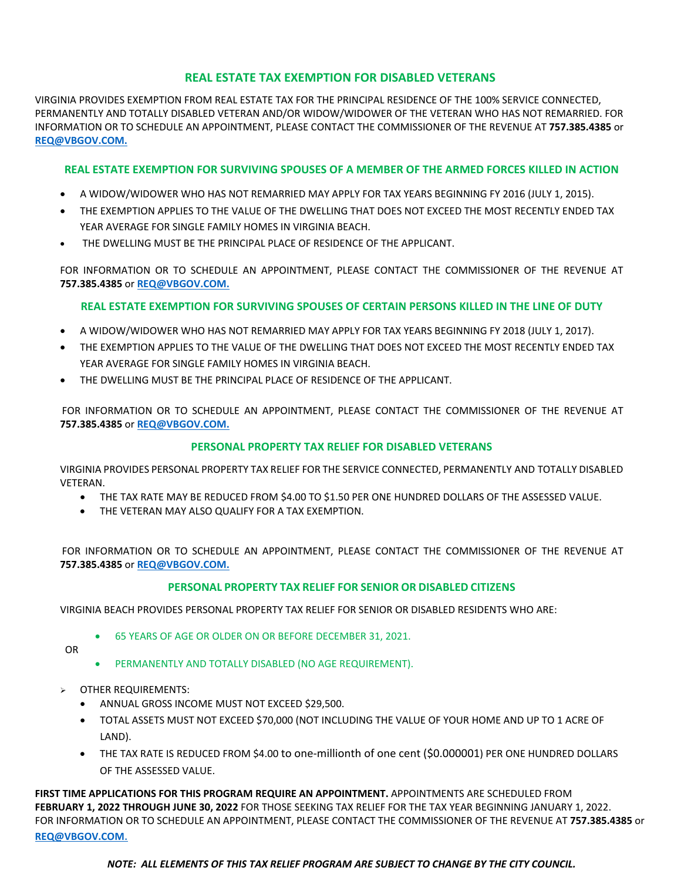## REAL ESTATE TAX EXEMPTION FOR DISABLED VETERANS

VIRGINIA PROVIDES EXEMPTION FROM REAL ESTATE TAX FOR THE PRINCIPAL RESIDENCE OF THE 100% SERVICE CONNECTED, PERMANENTLY AND TOTALLY DISABLED VETERAN AND/OR WIDOW/WIDOWER OF THE VETERAN WHO HAS NOT REMARRIED. FOR INFORMATION OR TO SCHEDULE AN APPOINTMENT, PLEASE CONTACT THE COMMISSIONER OF THE REVENUE AT **757.385.4385** or **REQ@VBGOV.COM.**

## REAL ESTATE EXEMPTION FOR SURVIVING SPOUSES OF A MEMBER OF THE ARMED FORCES KILLED IN ACTION

- A WIDOW/WIDOWER WHO HAS NOT REMARRIED MAY APPLY FOR TAX YEARS BEGINNING FY 2016 (JULY 1, 2015).
- THE EXEMPTION APPLIES TO THE VALUE OF THE DWELLING THAT DOES NOT EXCEED THE MOST RECENTLY ENDED TAX YEAR AVERAGE FOR SINGLE FAMILY HOMES IN VIRGINIA BEACH.
- THE DWELLING MUST BE THE PRINCIPAL PLACE OF RESIDENCE OF THE APPLICANT.

FOR INFORMATION OR TO SCHEDULE AN APPOINTMENT, PLEASE CONTACT THE COMMISSIONER OF THE REVENUE AT **757.385.4385** or **REQ@VBGOV.COM.**

## REAL ESTATE EXEMPTION FOR SURVIVING SPOUSES OF CERTAIN PERSONS KILLED IN THE LINE OF DUTY

- A WIDOW/WIDOWER WHO HAS NOT REMARRIED MAY APPLY FOR TAX YEARS BEGINNING FY 2018 (JULY 1, 2017).
- THE EXEMPTION APPLIES TO THE VALUE OF THE DWELLING THAT DOES NOT EXCEED THE MOST RECENTLY ENDED TAX YEAR AVERAGE FOR SINGLE FAMILY HOMES IN VIRGINIA BEACH.
- THE DWELLING MUST BE THE PRINCIPAL PLACE OF RESIDENCE OF THE APPLICANT.

FOR INFORMATION OR TO SCHEDULE AN APPOINTMENT, PLEASE CONTACT THE COMMISSIONER OF THE REVENUE AT **757.385.4385** or **REQ@VBGOV.COM.**

## PERSONAL PROPERTY TAX RELIEF FOR DISABLED VETERANS

VIRGINIA PROVIDES PERSONAL PROPERTY TAX RELIEF FOR THE SERVICE CONNECTED, PERMANENTLY AND TOTALLY DISABLED VETERAN.

- THE TAX RATE MAY BE REDUCED FROM $4.00 TO $1.50 PER ONE HUNDRED DOLLARS OF THE ASSESSED VALUE.
- THE VETERAN MAY ALSO QUALIFY FOR A TAX EXEMPTION.

FOR INFORMATION OR TO SCHEDULE AN APPOINTMENT, PLEASE CONTACT THE COMMISSIONER OF THE REVENUE AT **757.385.4385** or **REQ@VBGOV.COM.**

## PERSONAL PROPERTY TAX RELIEF FOR SENIOR OR DISABLED CITIZENS

VIRGINIA BEACH PROVIDES PERSONAL PROPERTY TAX RELIEF FOR SENIOR OR DISABLED RESIDENTS WHO ARE:

- 65 YEARS OF AGE OR OLDER ON OR BEFORE DECEMBER 31, 2021.

OR

- PERMANENTLY AND TOTALLY DISABLED (NO AGE REQUIREMENT).

➢ OTHER REQUIREMENTS:
  - ANNUAL GROSS INCOME MUST NOT EXCEED $29,500.
  - TOTAL ASSETS MUST NOT EXCEED $70,000 (NOT INCLUDING THE VALUE OF YOUR HOME AND UP TO 1 ACRE OF LAND).
  - THE TAX RATE IS REDUCED FROM $4.00 to one-millionth of one cent ($0.000001) PER ONE HUNDRED DOLLARS OF THE ASSESSED VALUE.

**FIRST TIME APPLICATIONS FOR THIS PROGRAM REQUIRE AN APPOINTMENT.** APPOINTMENTS ARE SCHEDULED FROM **FEBRUARY 1, 2022 THROUGH JUNE 30, 2022** FOR THOSE SEEKING TAX RELIEF FOR THE TAX YEAR BEGINNING JANUARY 1, 2022. FOR INFORMATION OR TO SCHEDULE AN APPOINTMENT, PLEASE CONTACT THE COMMISSIONER OF THE REVENUE AT **757.385.4385** or **REQ@VBGOV.COM.**

***NOTE: ALL ELEMENTS OF THIS TAX RELIEF PROGRAM ARE SUBJECT TO CHANGE BY THE CITY COUNCIL.***